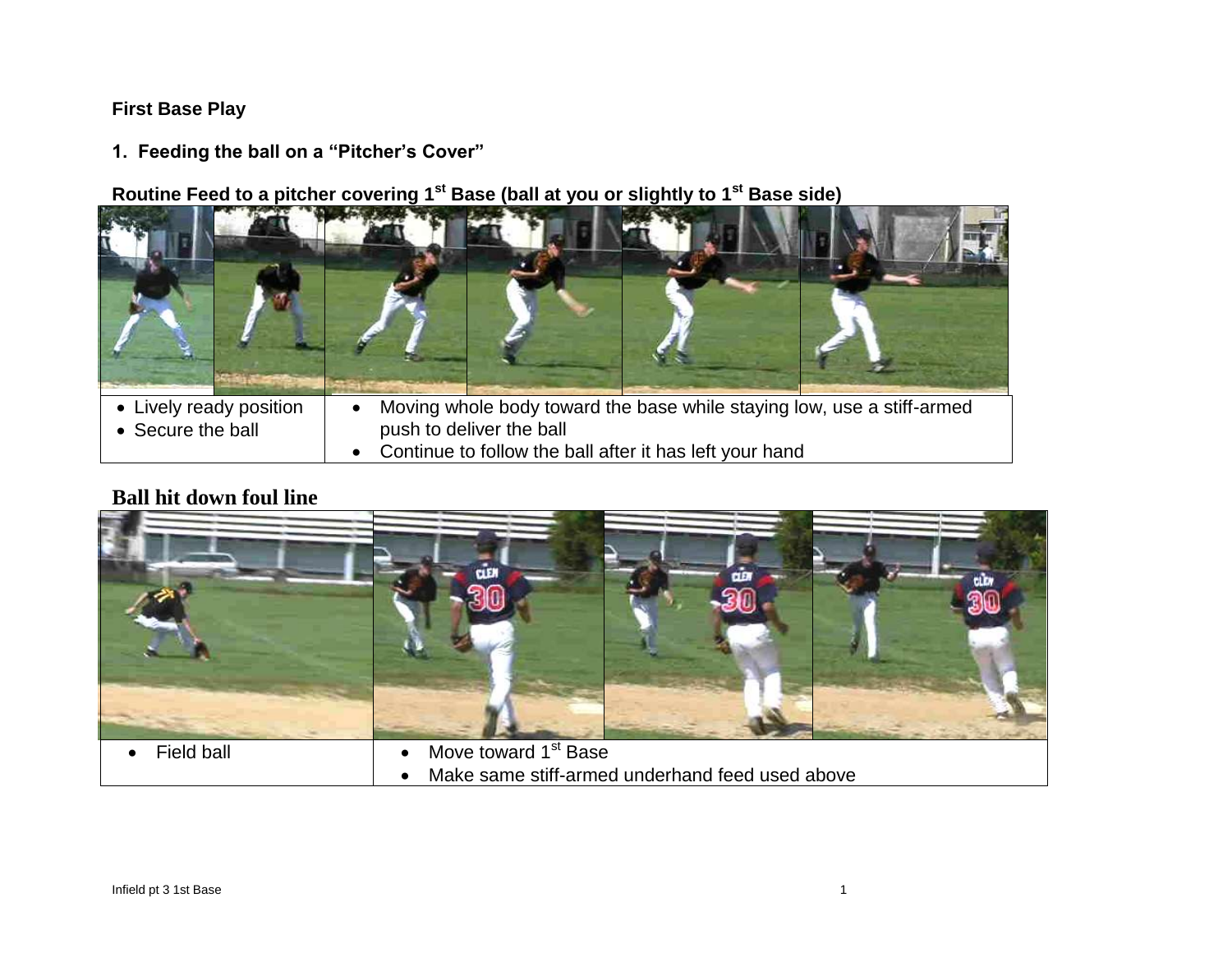**First Base Play**

**1. Feeding the ball on a "Pitcher's Cover"**

**Routine Feed to a pitcher covering 1st Base (ball at you or slightly to 1st Base side)**

| | |
|---|---|
| • Lively ready position<br>• Secure the ball | • Moving whole body toward the base while staying low, use a stiff-armed push to deliver the ball<br>• Continue to follow the ball after it has left your hand |

## Ball hit down foul line

| | |
|---|---|
| • Field ball | • Move toward 1st Base<br>• Make same stiff-armed underhand feed used above |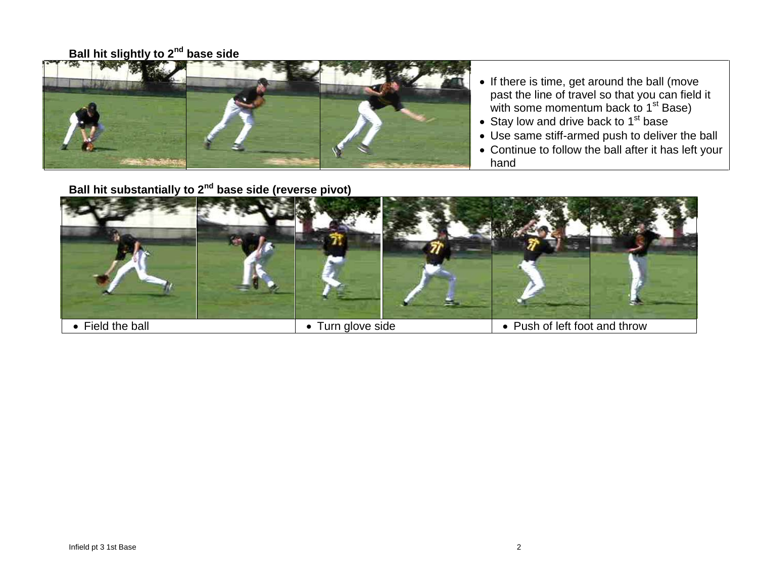**Ball hit slightly to 2nd base side**

- If there is time, get around the ball (move past the line of travel so that you can field it with some momentum back to 1st Base)
- Stay low and drive back to 1st base
- Use same stiff-armed push to deliver the ball
- Continue to follow the ball after it has left your hand

**Ball hit substantially to 2nd base side (reverse pivot)**

| • Field the ball | • Turn glove side | • Push of left foot and throw |
|---|---|---|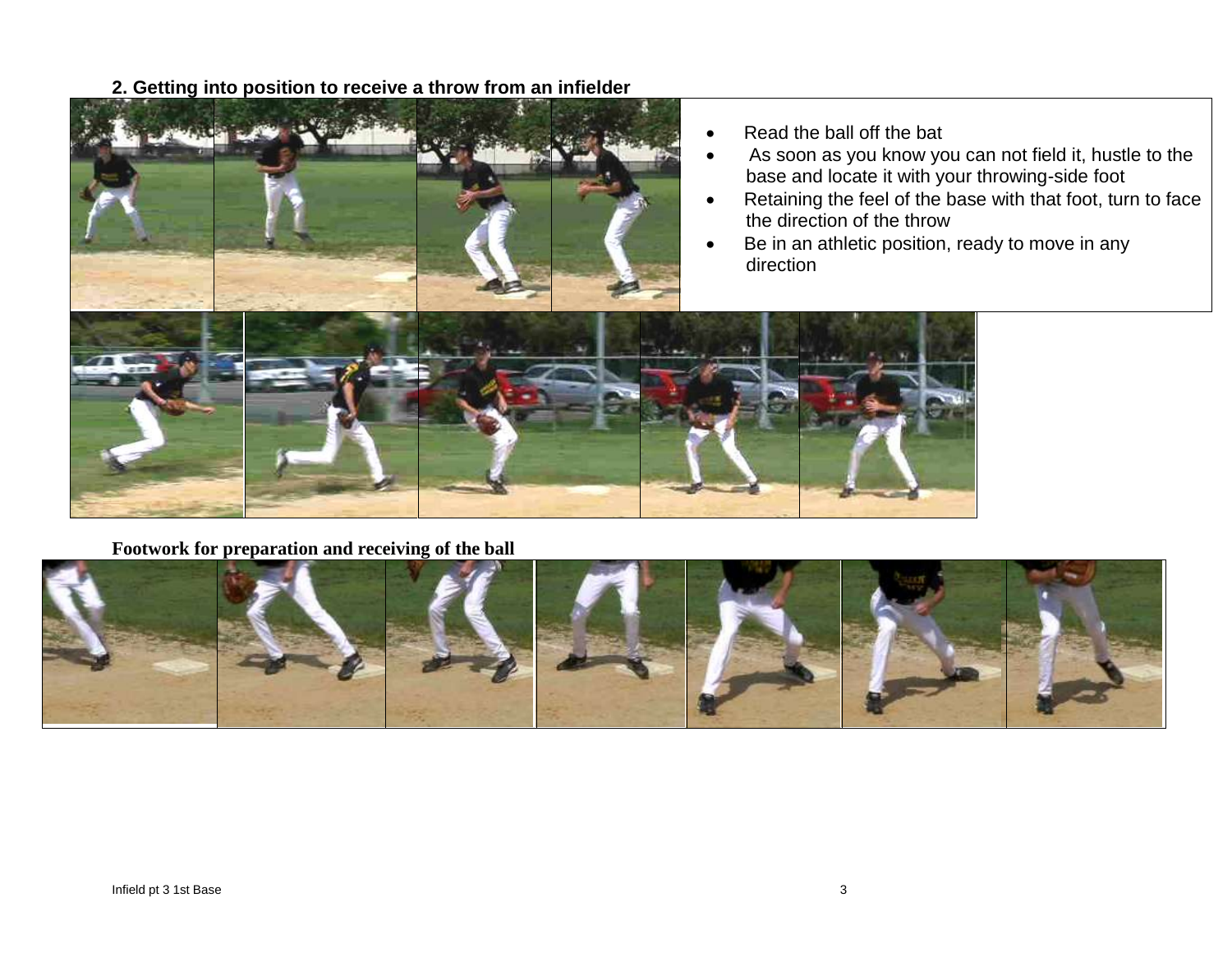## 2. Getting into position to receive a throw from an infielder

- Read the ball off the bat
- As soon as you know you can not field it, hustle to the base and locate it with your throwing-side foot
- Retaining the feel of the base with that foot, turn to face the direction of the throw
- Be in an athletic position, ready to move in any direction

**Footwork for preparation and receiving of the ball**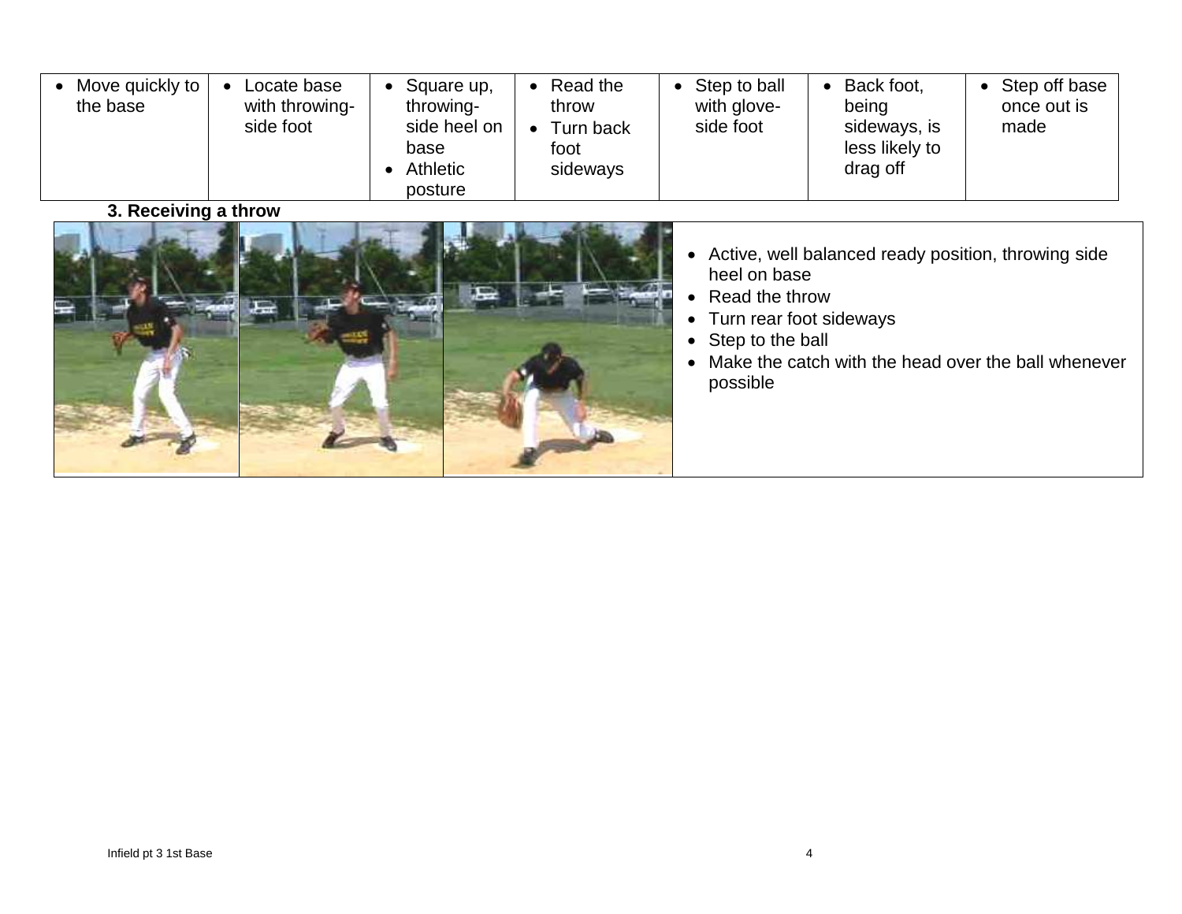| • Move quickly to the base | • Locate base with throwing-side foot | • Square up, throwing-side heel on base<br>• Athletic posture | • Read the throw<br>• Turn back foot sideways | • Step to ball with glove-side foot | • Back foot, being sideways, is less likely to drag off | • Step off base once out is made |
|---|---|---|---|---|---|---|

**3. Receiving a throw**

- Active, well balanced ready position, throwing side heel on base
- Read the throw
- Turn rear foot sideways
- Step to the ball
- Make the catch with the head over the ball whenever possible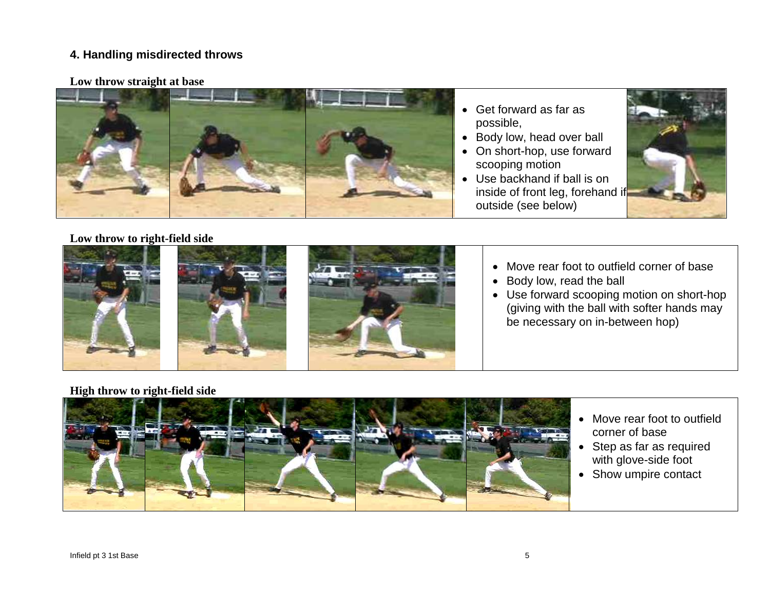## 4. Handling misdirected throws

### Low throw straight at base

- Get forward as far as possible,
- Body low, head over ball
- On short-hop, use forward scooping motion
- Use backhand if ball is on inside of front leg, forehand if outside (see below)

### Low throw to right-field side

- Move rear foot to outfield corner of base
- Body low, read the ball
- Use forward scooping motion on short-hop (giving with the ball with softer hands may be necessary on in-between hop)

### High throw to right-field side

- Move rear foot to outfield corner of base
- Step as far as required with glove-side foot
- Show umpire contact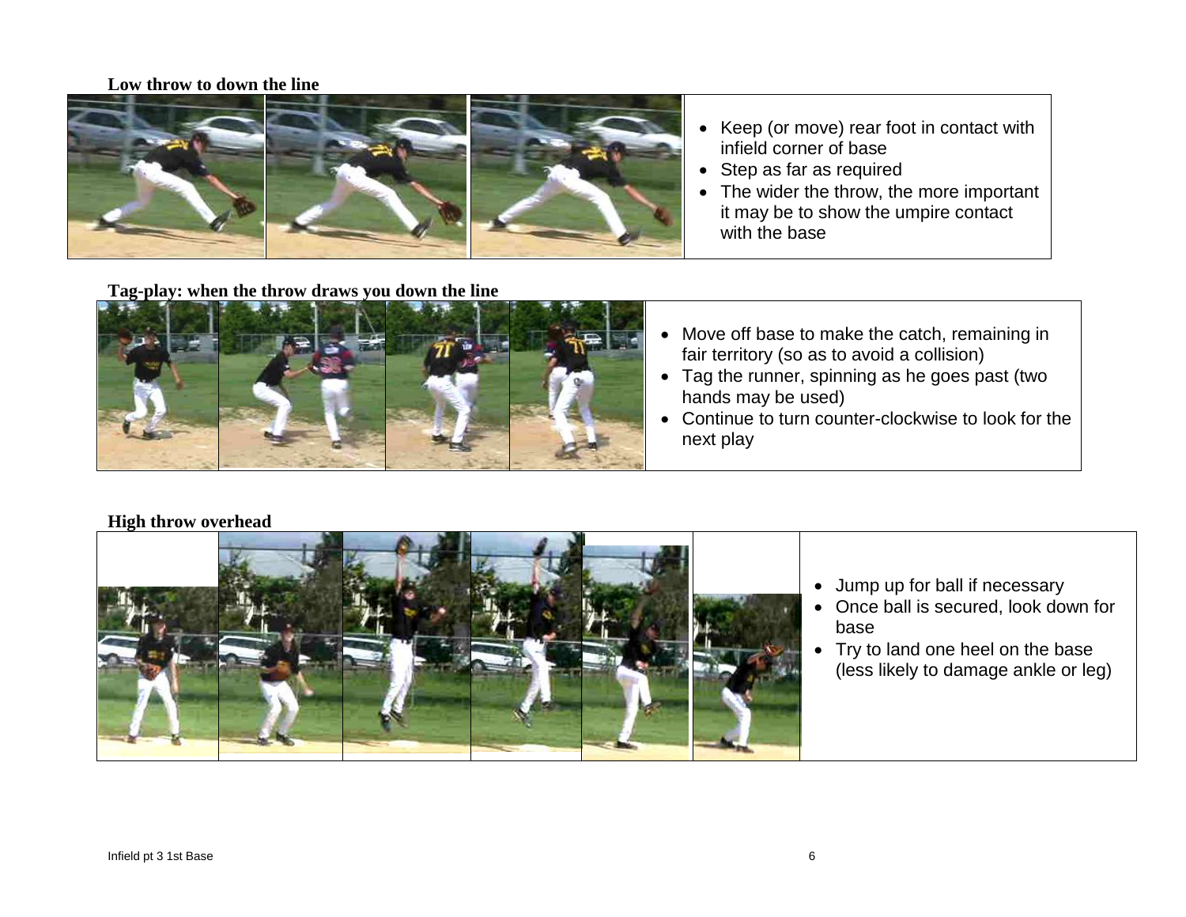### Low throw to down the line

- Keep (or move) rear foot in contact with infield corner of base
- Step as far as required
- The wider the throw, the more important it may be to show the umpire contact with the base

### Tag-play: when the throw draws you down the line

- Move off base to make the catch, remaining in fair territory (so as to avoid a collision)
- Tag the runner, spinning as he goes past (two hands may be used)
- Continue to turn counter-clockwise to look for the next play

### High throw overhead

- Jump up for ball if necessary
- Once ball is secured, look down for base
- Try to land one heel on the base (less likely to damage ankle or leg)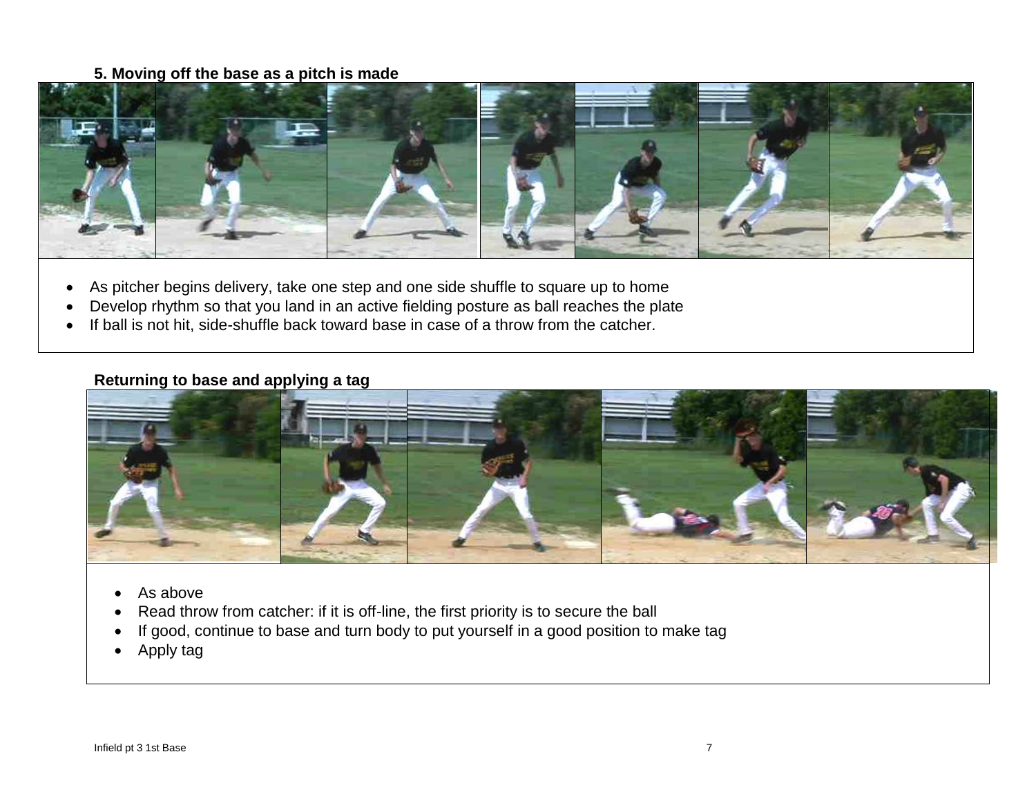### 5. Moving off the base as a pitch is made

- As pitcher begins delivery, take one step and one side shuffle to square up to home
- Develop rhythm so that you land in an active fielding posture as ball reaches the plate
- If ball is not hit, side-shuffle back toward base in case of a throw from the catcher.

### Returning to base and applying a tag

- As above
- Read throw from catcher: if it is off-line, the first priority is to secure the ball
- If good, continue to base and turn body to put yourself in a good position to make tag
- Apply tag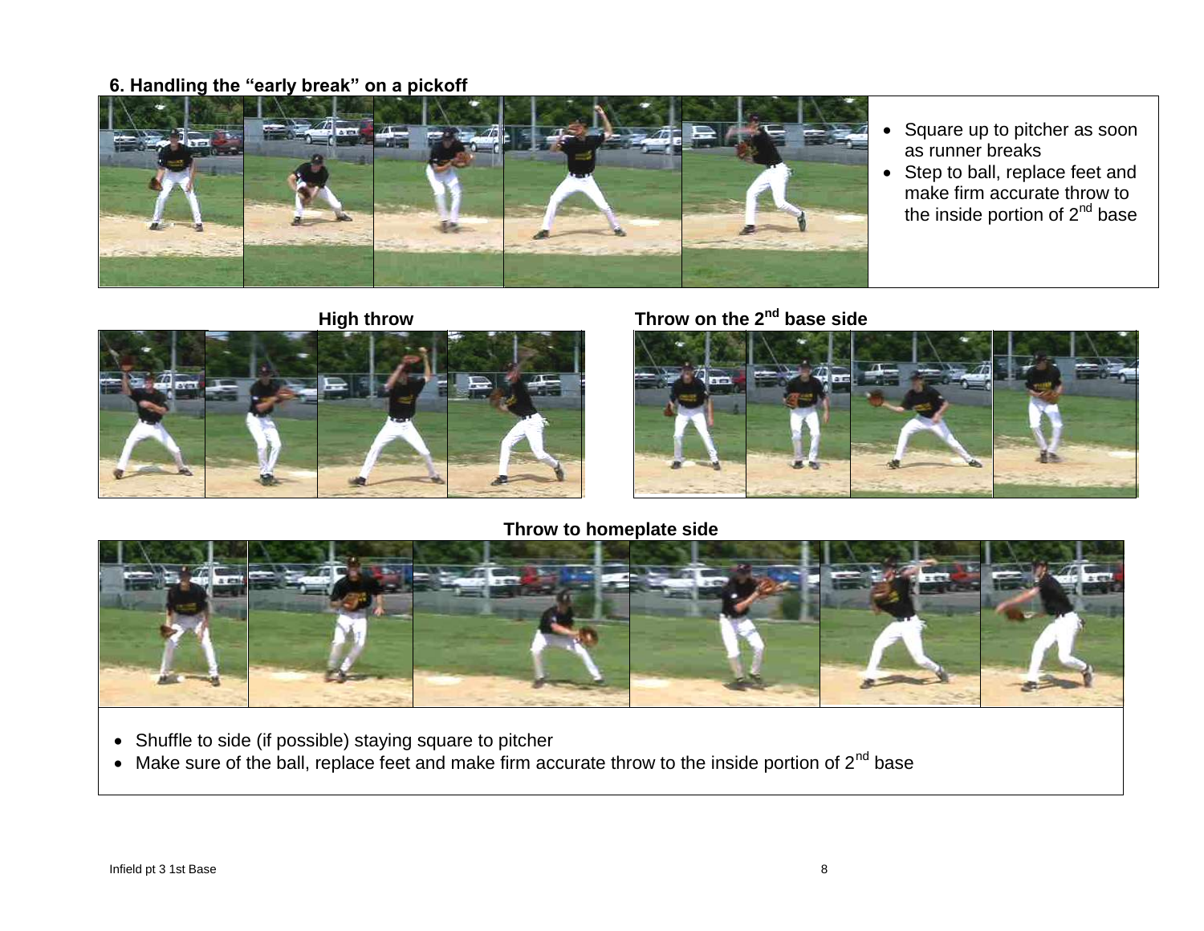### 6. Handling the "early break" on a pickoff

- Square up to pitcher as soon as runner breaks
- Step to ball, replace feet and make firm accurate throw to the inside portion of 2nd base

**High throw**

**Throw on the 2nd base side**

**Throw to homeplate side**

- Shuffle to side (if possible) staying square to pitcher
- Make sure of the ball, replace feet and make firm accurate throw to the inside portion of 2nd base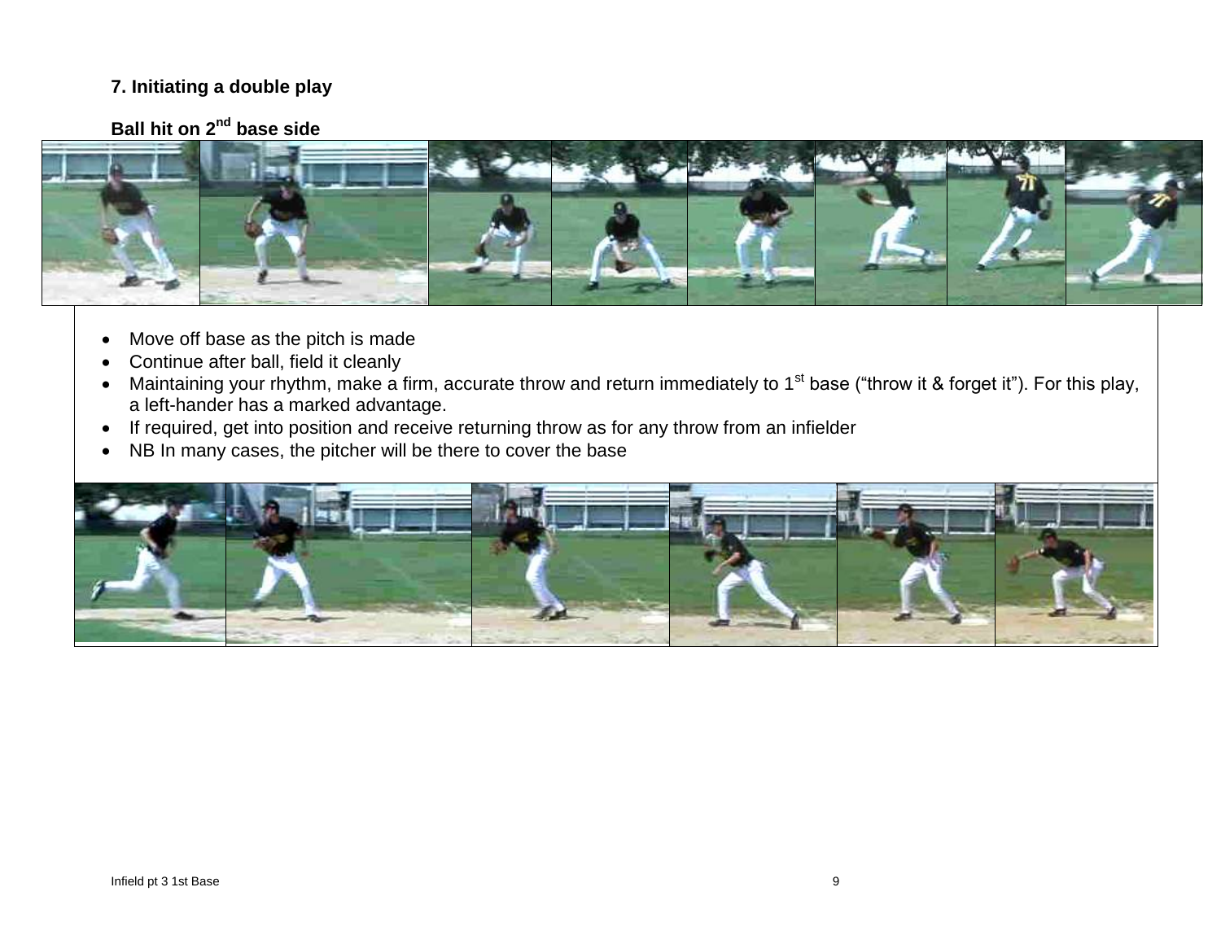### 7. Initiating a double play

**Ball hit on 2$^{nd}$ base side**

- Move off base as the pitch is made
- Continue after ball, field it cleanly
- Maintaining your rhythm, make a firm, accurate throw and return immediately to 1$^{st}$ base ("throw it & forget it"). For this play, a left-hander has a marked advantage.
- If required, get into position and receive returning throw as for any throw from an infielder
- NB In many cases, the pitcher will be there to cover the base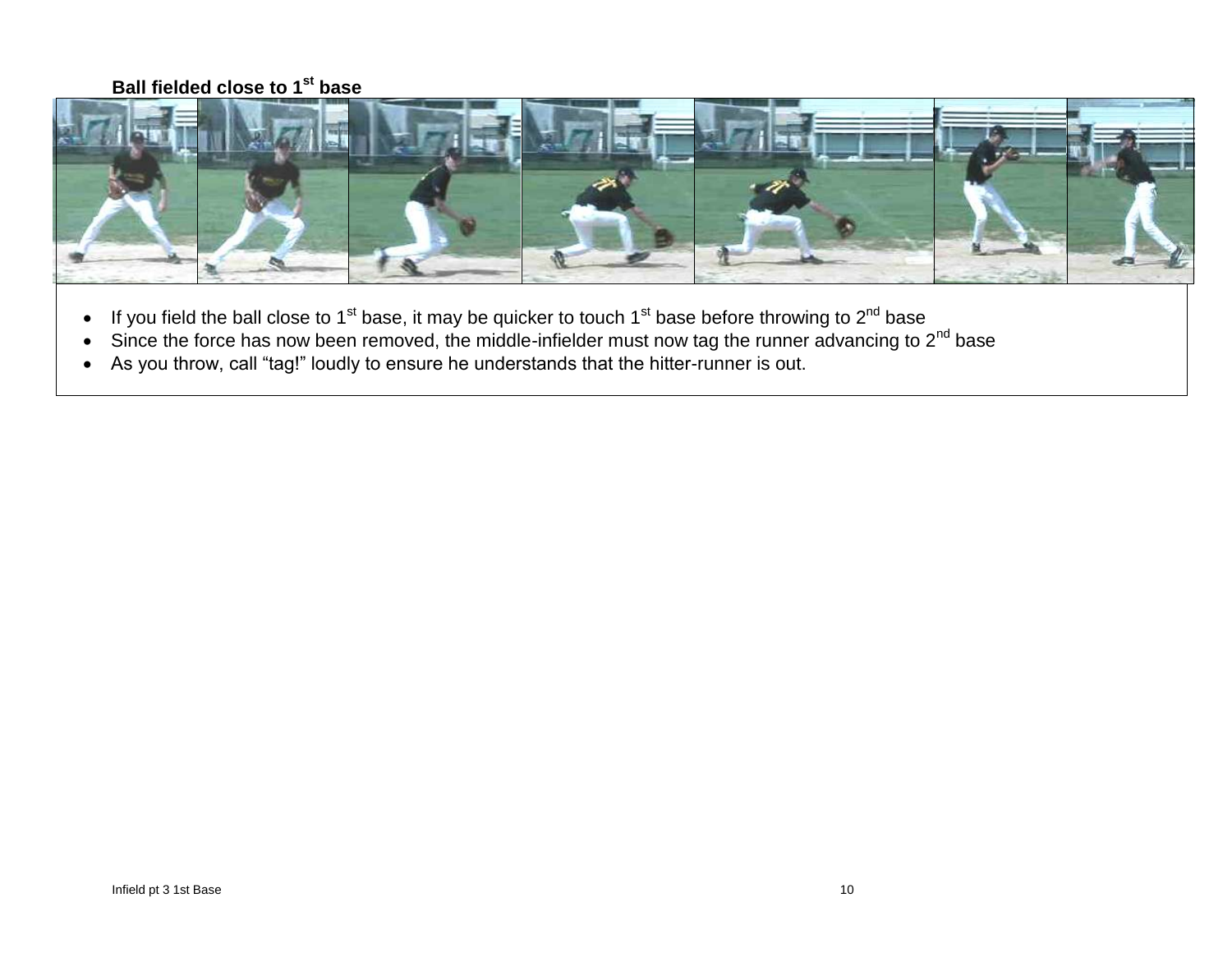**Ball fielded close to 1st base**

- If you field the ball close to 1st base, it may be quicker to touch 1st base before throwing to 2nd base
- Since the force has now been removed, the middle-infielder must now tag the runner advancing to 2nd base
- As you throw, call "tag!" loudly to ensure he understands that the hitter-runner is out.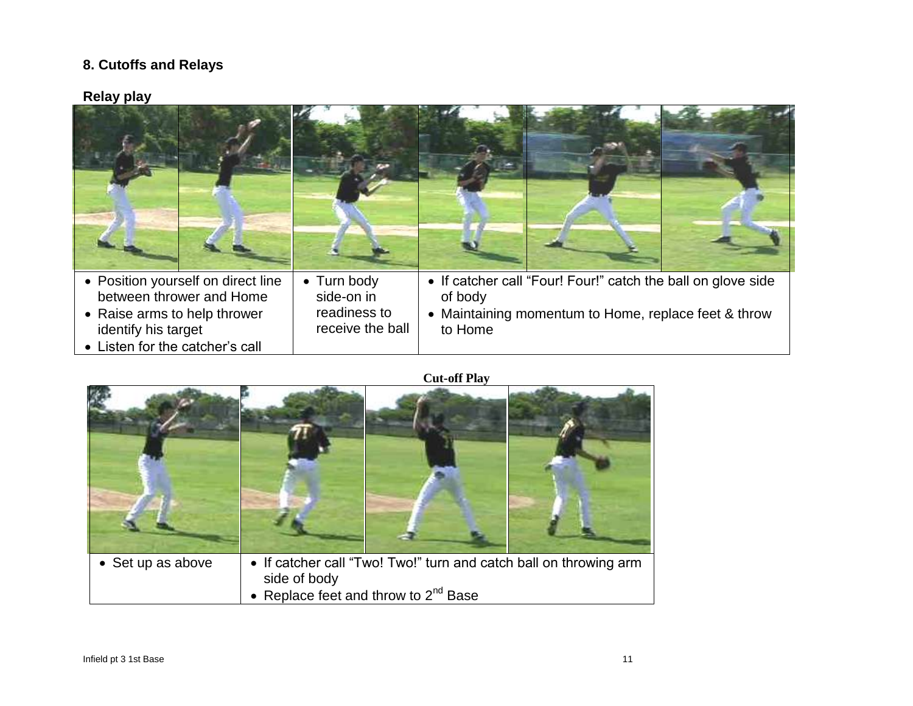## 8. Cutoffs and Relays

### Relay play

| | | |
|---|---|---|
| • Position yourself on direct line between thrower and Home<br>• Raise arms to help thrower identify his target<br>• Listen for the catcher's call | • Turn body side-on in readiness to receive the ball | • If catcher call "Four! Four!" catch the ball on glove side of body<br>• Maintaining momentum to Home, replace feet & throw to Home |

**Cut-off Play**

| | |
|---|---|
| • Set up as above | • If catcher call "Two! Two!" turn and catch ball on throwing arm side of body<br>• Replace feet and throw to 2nd Base |